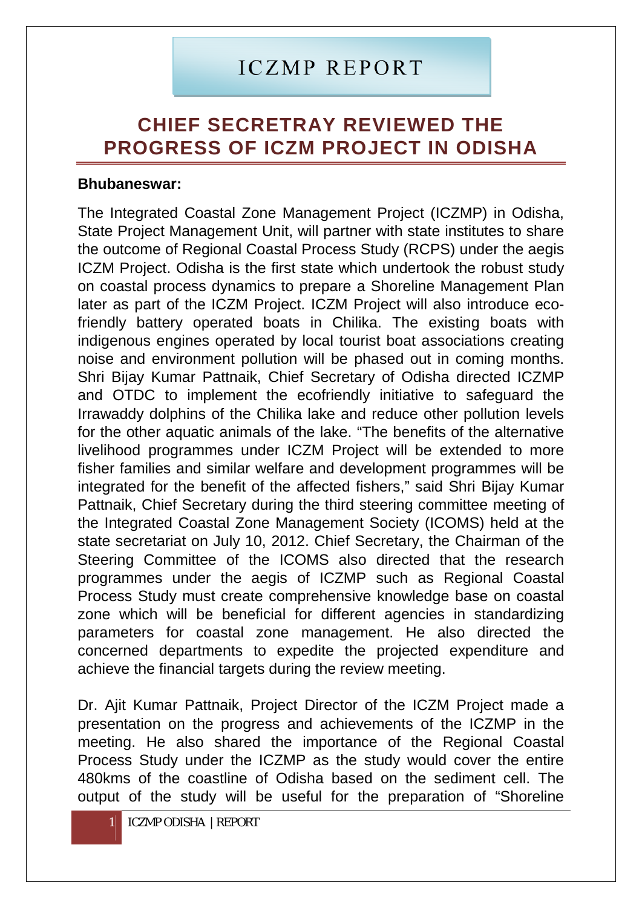# ICZMP REPORT

## CHIEF SECRETRAY REVIEWED THE PROGRESS OF ICZM PROJECT IN ODISHA

**Bhubaneswar:**

The Integrated Coastal Zone Management Project (ICZMP) in Odisha, State Project Management Unit, will partner with state institutes to share the outcome of Regional Coastal Process Study (RCPS) under the aegis ICZM Project. Odisha is the first state which undertook the robust study on coastal process dynamics to prepare a Shoreline Management Plan later as part of the ICZM Project. ICZM Project will also introduce eco-friendly battery operated boats in Chilika. The existing boats with indigenous engines operated by local tourist boat associations creating noise and environment pollution will be phased out in coming months. Shri Bijay Kumar Pattnaik, Chief Secretary of Odisha directed ICZMP and OTDC to implement the ecofriendly initiative to safeguard the Irrawaddy dolphins of the Chilika lake and reduce other pollution levels for the other aquatic animals of the lake. "The benefits of the alternative livelihood programmes under ICZM Project will be extended to more fisher families and similar welfare and development programmes will be integrated for the benefit of the affected fishers," said Shri Bijay Kumar Pattnaik, Chief Secretary during the third steering committee meeting of the Integrated Coastal Zone Management Society (ICOMS) held at the state secretariat on July 10, 2012. Chief Secretary, the Chairman of the Steering Committee of the ICOMS also directed that the research programmes under the aegis of ICZMP such as Regional Coastal Process Study must create comprehensive knowledge base on coastal zone which will be beneficial for different agencies in standardizing parameters for coastal zone management. He also directed the concerned departments to expedite the projected expenditure and achieve the financial targets during the review meeting.

Dr. Ajit Kumar Pattnaik, Project Director of the ICZM Project made a presentation on the progress and achievements of the ICZMP in the meeting. He also shared the importance of the Regional Coastal Process Study under the ICZMP as the study would cover the entire 480kms of the coastline of Odisha based on the sediment cell. The output of the study will be useful for the preparation of "Shoreline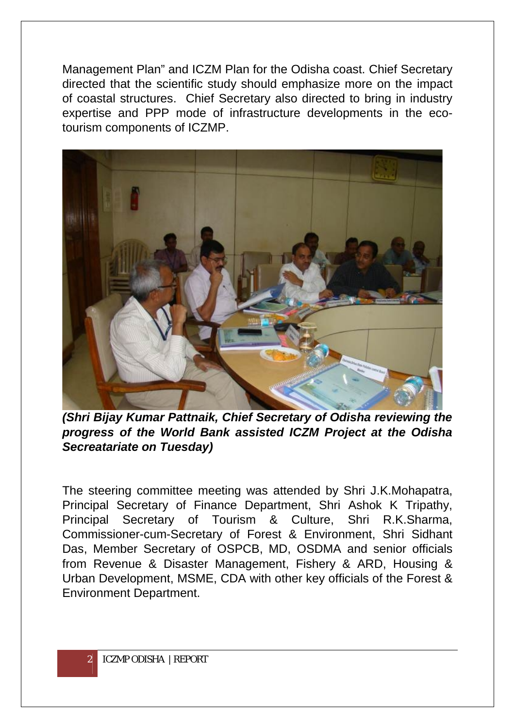Management Plan" and ICZM Plan for the Odisha coast. Chief Secretary directed that the scientific study should emphasize more on the impact of coastal structures. Chief Secretary also directed to bring in industry expertise and PPP mode of infrastructure developments in the eco-tourism components of ICZMP.

***(Shri Bijay Kumar Pattnaik, Chief Secretary of Odisha reviewing the progress of the World Bank assisted ICZM Project at the Odisha Secreatariate on Tuesday)***

The steering committee meeting was attended by Shri J.K.Mohapatra, Principal Secretary of Finance Department, Shri Ashok K Tripathy, Principal Secretary of Tourism & Culture, Shri R.K.Sharma, Commissioner-cum-Secretary of Forest & Environment, Shri Sidhant Das, Member Secretary of OSPCB, MD, OSDMA and senior officials from Revenue & Disaster Management, Fishery & ARD, Housing & Urban Development, MSME, CDA with other key officials of the Forest & Environment Department.